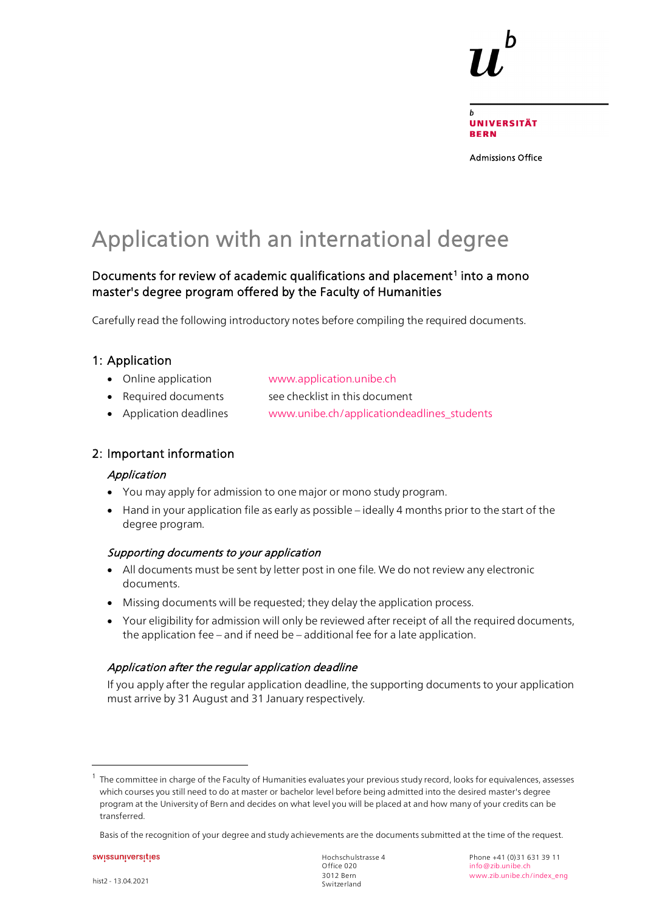Universität Bern

Admissions Office

# Application with an international degree

## Documents for review of academic qualifications and placement[1] into a mono master's degree program offered by the Faculty of Humanities

Carefully read the following introductory notes before compiling the required documents.

### 1: Application

- Online application — www.application.unibe.ch
- Required documents — see checklist in this document
- Application deadlines — www.unibe.ch/applicationdeadlines_students

### 2: Important information

#### *Application*

- You may apply for admission to one major or mono study program.
- Hand in your application file as early as possible – ideally 4 months prior to the start of the degree program.

#### *Supporting documents to your application*

- All documents must be sent by letter post in one file. We do not review any electronic documents.
- Missing documents will be requested; they delay the application process.
- Your eligibility for admission will only be reviewed after receipt of all the required documents, the application fee – and if need be – additional fee for a late application.

#### *Application after the regular application deadline*

If you apply after the regular application deadline, the supporting documents to your application must arrive by 31 August and 31 January respectively.

---

[1] The committee in charge of the Faculty of Humanities evaluates your previous study record, looks for equivalences, assesses which courses you still need to do at master or bachelor level before being admitted into the desired master's degree program at the University of Bern and decides on what level you will be placed at and how many of your credits can be transferred.

Basis of the recognition of your degree and study achievements are the documents submitted at the time of the request.

swissuniversities

hist2 - 13.04.2021

Hochschulstrasse 4
Office 020
3012 Bern
Switzerland

Phone +41 (0)31 631 39 11
info@zib.unibe.ch
www.zib.unibe.ch/index_eng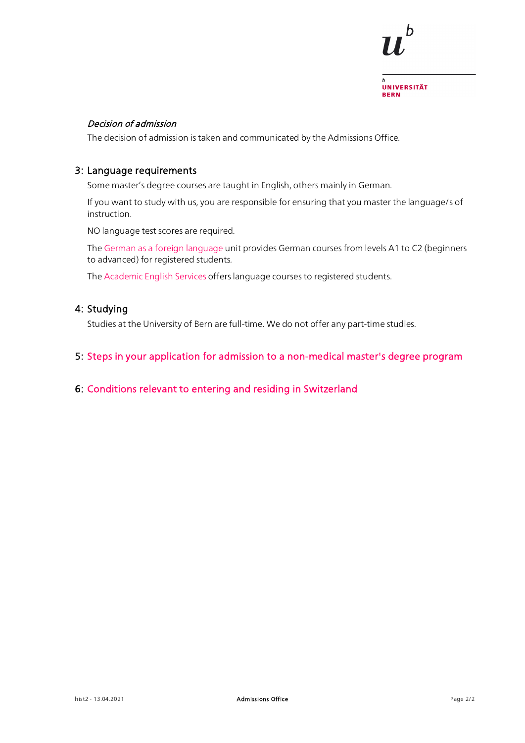*Decision of admission*

The decision of admission is taken and communicated by the Admissions Office.

## 3: Language requirements

Some master's degree courses are taught in English, others mainly in German.

If you want to study with us, you are responsible for ensuring that you master the language/s of instruction.

NO language test scores are required.

The German as a foreign language unit provides German courses from levels A1 to C2 (beginners to advanced) for registered students.

The Academic English Services offers language courses to registered students.

## 4: Studying

Studies at the University of Bern are full-time. We do not offer any part-time studies.

## 5: Steps in your application for admission to a non-medical master's degree program

## 6: Conditions relevant to entering and residing in Switzerland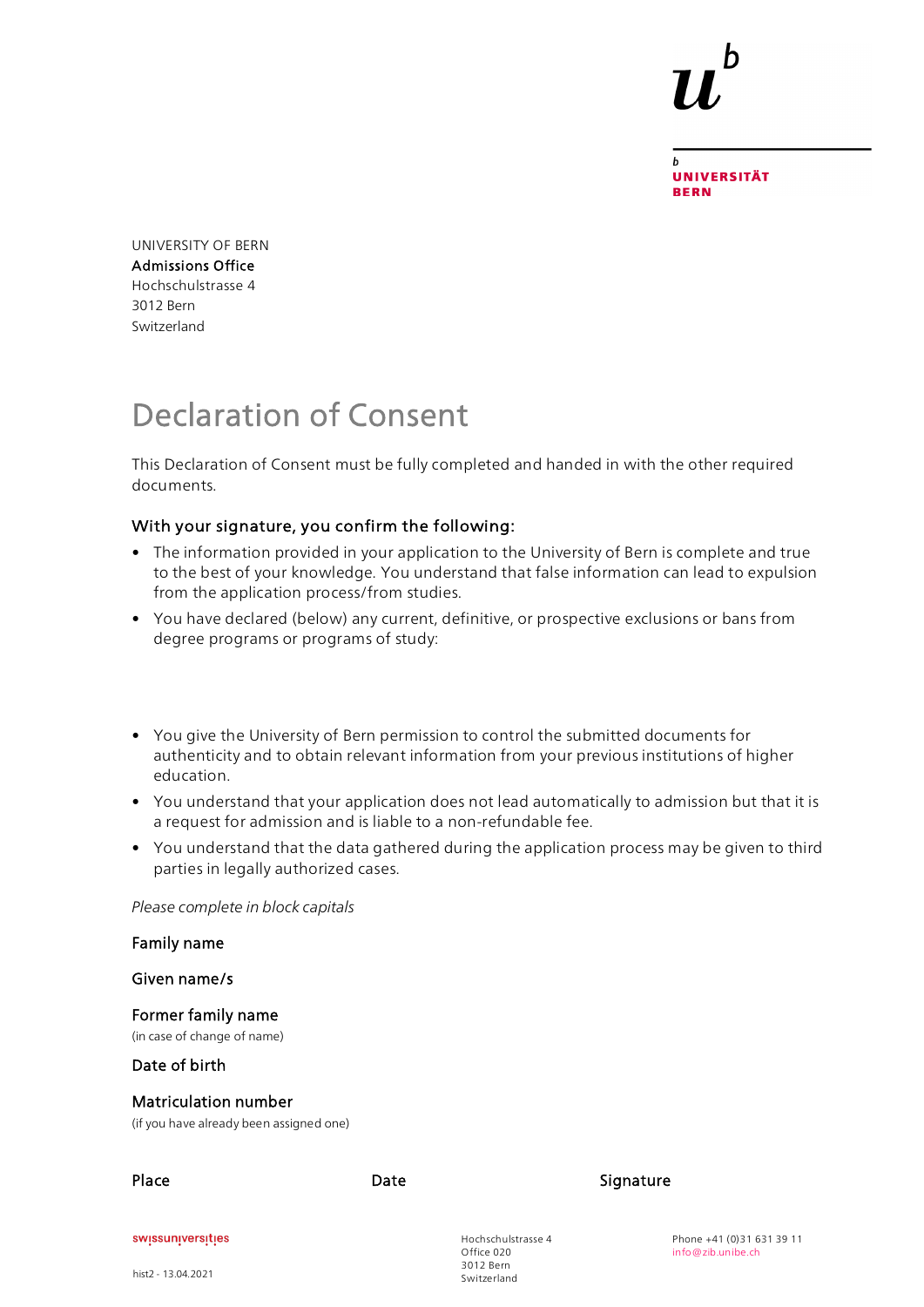UNIVERSITÄT BERN

UNIVERSITY OF BERN
Admissions Office
Hochschulstrasse 4
3012 Bern
Switzerland

# Declaration of Consent

This Declaration of Consent must be fully completed and handed in with the other required documents.

### With your signature, you confirm the following:

- The information provided in your application to the University of Bern is complete and true to the best of your knowledge. You understand that false information can lead to expulsion from the application process/from studies.
- You have declared (below) any current, definitive, or prospective exclusions or bans from degree programs or programs of study:

- You give the University of Bern permission to control the submitted documents for authenticity and to obtain relevant information from your previous institutions of higher education.
- You understand that your application does not lead automatically to admission but that it is a request for admission and is liable to a non-refundable fee.
- You understand that the data gathered during the application process may be given to third parties in legally authorized cases.

*Please complete in block capitals*

Family name

Given name/s

Former family name
(in case of change of name)

Date of birth

Matriculation number
(if you have already been assigned one)

Place | Date | Signature

swissuniversities

hist2 - 13.04.2021

Hochschulstrasse 4
Office 020
3012 Bern
Switzerland

Phone +41 (0)31 631 39 11
info@zib.unibe.ch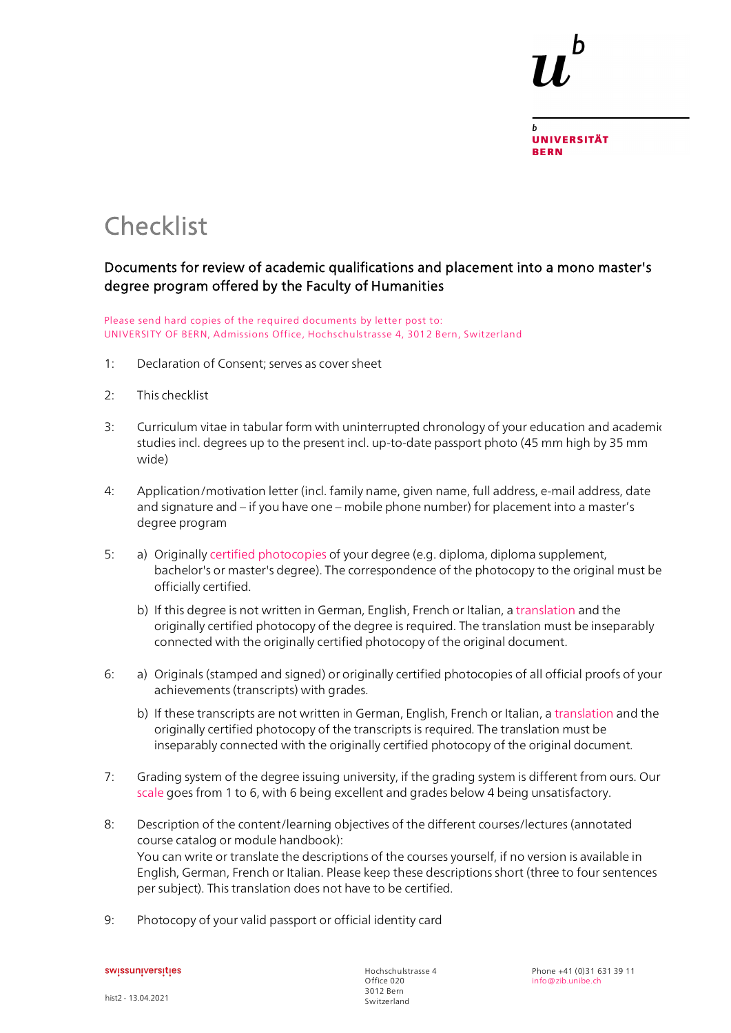# Checklist

## Documents for review of academic qualifications and placement into a mono master's degree program offered by the Faculty of Humanities

Please send hard copies of the required documents by letter post to:
UNIVERSITY OF BERN, Admissions Office, Hochschulstrasse 4, 3012 Bern, Switzerland

1: Declaration of Consent; serves as cover sheet

2: This checklist

3: Curriculum vitae in tabular form with uninterrupted chronology of your education and academic studies incl. degrees up to the present incl. up-to-date passport photo (45 mm high by 35 mm wide)

4: Application/motivation letter (incl. family name, given name, full address, e-mail address, date and signature and – if you have one – mobile phone number) for placement into a master's degree program

5: a) Originally certified photocopies of your degree (e.g. diploma, diploma supplement, bachelor's or master's degree). The correspondence of the photocopy to the original must be officially certified.

b) If this degree is not written in German, English, French or Italian, a translation and the originally certified photocopy of the degree is required. The translation must be inseparably connected with the originally certified photocopy of the original document.

6: a) Originals (stamped and signed) or originally certified photocopies of all official proofs of your achievements (transcripts) with grades.

b) If these transcripts are not written in German, English, French or Italian, a translation and the originally certified photocopy of the transcripts is required. The translation must be inseparably connected with the originally certified photocopy of the original document.

7: Grading system of the degree issuing university, if the grading system is different from ours. Our scale goes from 1 to 6, with 6 being excellent and grades below 4 being unsatisfactory.

8: Description of the content/learning objectives of the different courses/lectures (annotated course catalog or module handbook):
You can write or translate the descriptions of the courses yourself, if no version is available in English, German, French or Italian. Please keep these descriptions short (three to four sentences per subject). This translation does not have to be certified.

9: Photocopy of your valid passport or official identity card

swissuniversities

hist2 - 13.04.2021

Hochschulstrasse 4
Office 020
3012 Bern
Switzerland

Phone +41 (0)31 631 39 11
info@zib.unibe.ch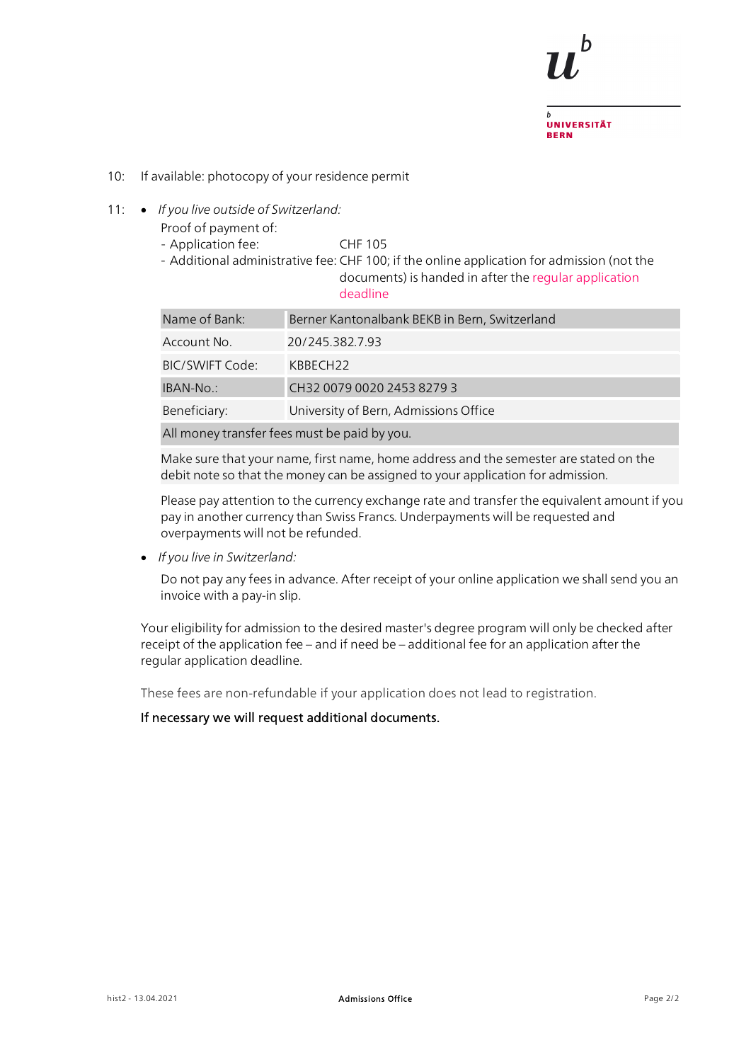10: If available: photocopy of your residence permit

11:
- *If you live outside of Switzerland:*

  Proof of payment of:
  - Application fee: CHF 105
  - Additional administrative fee: CHF 100; if the online application for admission (not the documents) is handed in after the regular application deadline

  | | |
  |---|---|
  | Name of Bank: | Berner Kantonalbank BEKB in Bern, Switzerland |
  | Account No. | 20/245.382.7.93 |
  | BIC/SWIFT Code: | KBBECH22 |
  | IBAN-No.: | CH32 0079 0020 2453 8279 3 |
  | Beneficiary: | University of Bern, Admissions Office |
  | All money transfer fees must be paid by you. | |

  Make sure that your name, first name, home address and the semester are stated on the debit note so that the money can be assigned to your application for admission.

  Please pay attention to the currency exchange rate and transfer the equivalent amount if you pay in another currency than Swiss Francs. Underpayments will be requested and overpayments will not be refunded.

- *If you live in Switzerland:*

  Do not pay any fees in advance. After receipt of your online application we shall send you an invoice with a pay-in slip.

Your eligibility for admission to the desired master's degree program will only be checked after receipt of the application fee – and if need be – additional fee for an application after the regular application deadline.

These fees are non-refundable if your application does not lead to registration.

If necessary we will request additional documents.